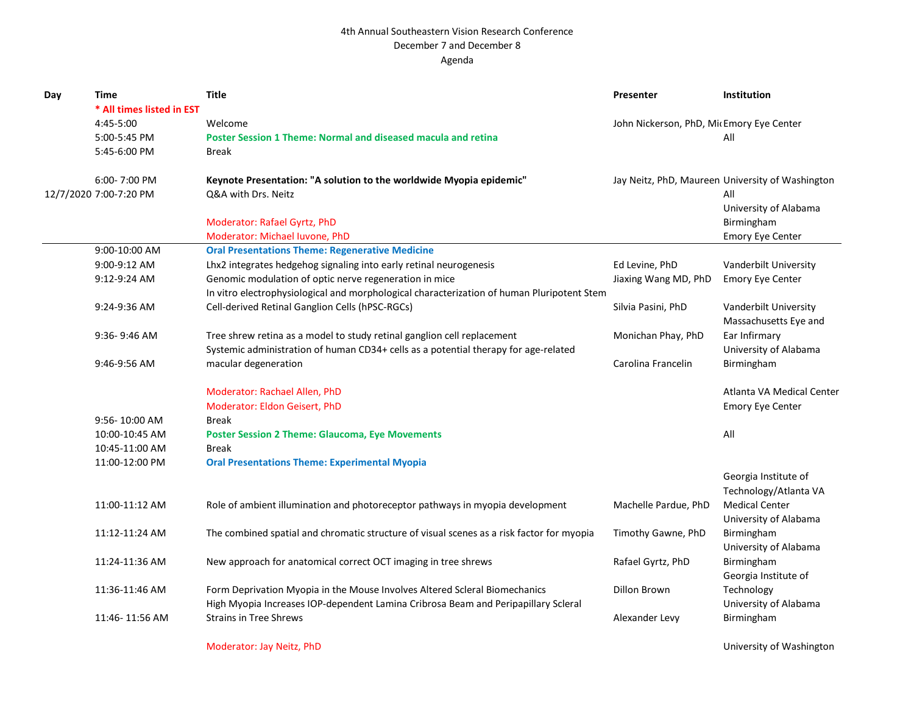4th Annual Southeastern Vision Research Conference
December 7 and December 8
Agenda

| Day | Time | Title | Presenter | Institution |
|---|---|---|---|---|
| | * All times listed in EST | | | |
| | 4:45-5:00 | Welcome | John Nickerson, PhD, Mi | Emory Eye Center |
| | 5:00-5:45 PM | Poster Session 1 Theme: Normal and diseased macula and retina | | All |
| | 5:45-6:00 PM | Break | | |
| | 6:00- 7:00 PM | **Keynote Presentation: "A solution to the worldwide Myopia epidemic"** | Jay Neitz, PhD, Maureen | University of Washington |
| 12/7/2020 | 7:00-7:20 PM | Q&A with Drs. Neitz | | All |
| | | Moderator: Rafael Gyrtz, PhD | | University of Alabama Birmingham |
| | | Moderator: Michael Iuvone, PhD | | Emory Eye Center |
| | 9:00-10:00 AM | **Oral Presentations Theme: Regenerative Medicine** | | |
| | 9:00-9:12 AM | Lhx2 integrates hedgehog signaling into early retinal neurogenesis | Ed Levine, PhD | Vanderbilt University |
| | 9:12-9:24 AM | Genomic modulation of optic nerve regeneration in mice | Jiaxing Wang MD, PhD | Emory Eye Center |
| | 9:24-9:36 AM | In vitro electrophysiological and morphological characterization of human Pluripotent Stem Cell-derived Retinal Ganglion Cells (hPSC-RGCs) | Silvia Pasini, PhD | Vanderbilt University |
| | 9:36- 9:46 AM | Tree shrew retina as a model to study retinal ganglion cell replacement | Monichan Phay, PhD | Massachusetts Eye and Ear Infirmary |
| | 9:46-9:56 AM | Systemic administration of human CD34+ cells as a potential therapy for age-related macular degeneration | Carolina Francelin | University of Alabama Birmingham |
| | | Moderator: Rachael Allen, PhD | | Atlanta VA Medical Center |
| | | Moderator: Eldon Geisert, PhD | | Emory Eye Center |
| | 9:56- 10:00 AM | Break | | |
| | 10:00-10:45 AM | Poster Session 2 Theme: Glaucoma, Eye Movements | | All |
| | 10:45-11:00 AM | Break | | |
| | 11:00-12:00 PM | **Oral Presentations Theme: Experimental Myopia** | | |
| | 11:00-11:12 AM | Role of ambient illumination and photoreceptor pathways in myopia development | Machelle Pardue, PhD | Georgia Institute of Technology/Atlanta VA Medical Center |
| | 11:12-11:24 AM | The combined spatial and chromatic structure of visual scenes as a risk factor for myopia | Timothy Gawne, PhD | University of Alabama Birmingham |
| | 11:24-11:36 AM | New approach for anatomical correct OCT imaging in tree shrews | Rafael Gyrtz, PhD | University of Alabama Birmingham |
| | 11:36-11:46 AM | Form Deprivation Myopia in the Mouse Involves Altered Scleral Biomechanics | Dillon Brown | Georgia Institute of Technology |
| | 11:46- 11:56 AM | High Myopia Increases IOP-dependent Lamina Cribrosa Beam and Peripapillary Scleral Strains in Tree Shrews | Alexander Levy | University of Alabama Birmingham |
| | | Moderator: Jay Neitz, PhD | | University of Washington |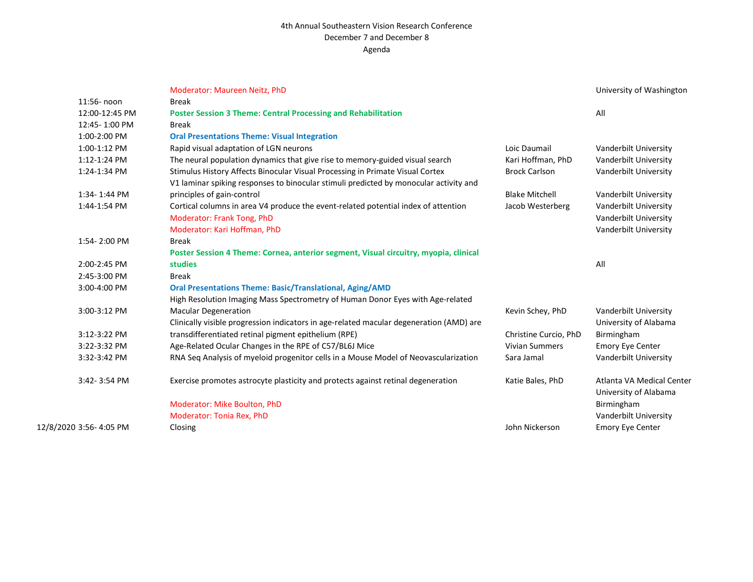4th Annual Southeastern Vision Research Conference
December 7 and December 8
Agenda

| | | | |
|---|---|---|---|
| | Moderator: Maureen Neitz, PhD | | University of Washington |
| 11:56- noon | Break | | |
| 12:00-12:45 PM | **Poster Session 3 Theme: Central Processing and Rehabilitation** | | All |
| 12:45- 1:00 PM | Break | | |
| 1:00-2:00 PM | **Oral Presentations Theme: Visual Integration** | | |
| 1:00-1:12 PM | Rapid visual adaptation of LGN neurons | Loic Daumail | Vanderbilt University |
| 1:12-1:24 PM | The neural population dynamics that give rise to memory-guided visual search | Kari Hoffman, PhD | Vanderbilt University |
| 1:24-1:34 PM | Stimulus History Affects Binocular Visual Processing in Primate Visual Cortex | Brock Carlson | Vanderbilt University |
| 1:34- 1:44 PM | V1 laminar spiking responses to binocular stimuli predicted by monocular activity and principles of gain-control | Blake Mitchell | Vanderbilt University |
| 1:44-1:54 PM | Cortical columns in area V4 produce the event-related potential index of attention | Jacob Westerberg | Vanderbilt University |
| | Moderator: Frank Tong, PhD | | Vanderbilt University |
| | Moderator: Kari Hoffman, PhD | | Vanderbilt University |
| 1:54- 2:00 PM | Break | | |
| 2:00-2:45 PM | **Poster Session 4 Theme: Cornea, anterior segment, Visual circuitry, myopia, clinical studies** | | All |
| 2:45-3:00 PM | Break | | |
| 3:00-4:00 PM | **Oral Presentations Theme: Basic/Translational, Aging/AMD** | | |
| 3:00-3:12 PM | High Resolution Imaging Mass Spectrometry of Human Donor Eyes with Age-related Macular Degeneration | Kevin Schey, PhD | Vanderbilt University |
| 3:12-3:22 PM | Clinically visible progression indicators in age-related macular degeneration (AMD) are transdifferentiated retinal pigment epithelium (RPE) | Christine Curcio, PhD | University of Alabama Birmingham |
| 3:22-3:32 PM | Age-Related Ocular Changes in the RPE of C57/BL6J Mice | Vivian Summers | Emory Eye Center |
| 3:32-3:42 PM | RNA Seq Analysis of myeloid progenitor cells in a Mouse Model of Neovascularization | Sara Jamal | Vanderbilt University |
| 3:42- 3:54 PM | Exercise promotes astrocyte plasticity and protects against retinal degeneration | Katie Bales, PhD | Atlanta VA Medical Center |
| | Moderator: Mike Boulton, PhD | | University of Alabama Birmingham |
| | Moderator: Tonia Rex, PhD | | Vanderbilt University |
| 12/8/2020 3:56- 4:05 PM | Closing | John Nickerson | Emory Eye Center |